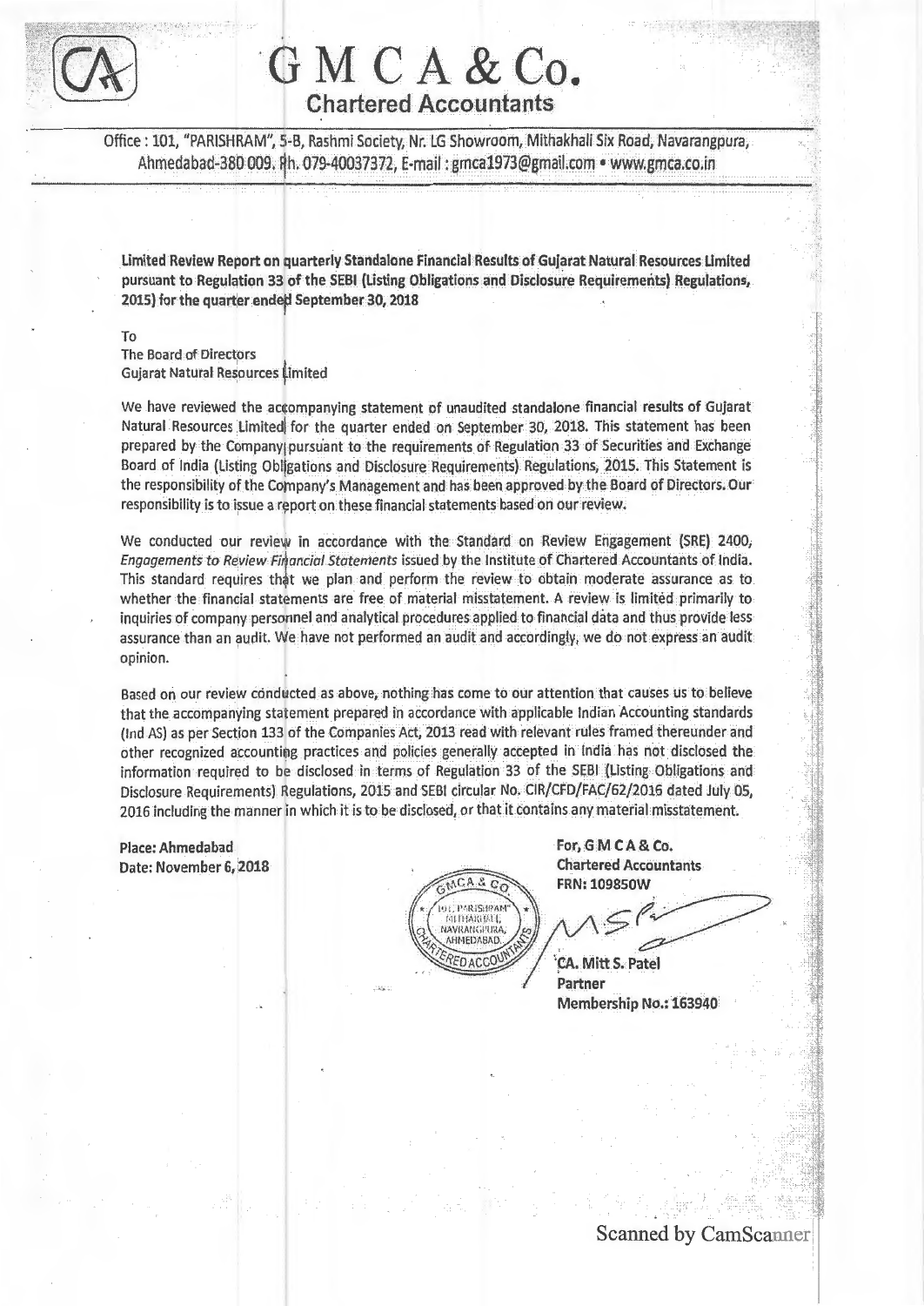# G M C A & Co.

**Chartered Accountants**

Office : 101, "PARISHRAM", 5-B, Rashmi Society, Nr. LG Showroom, Mithakhali Six Road, Navarangpura, Ahmedabad-380 009. Ph. 079-40037372, E-mail : gmca1973@gmail.com • www.gmca.co.in

**Limited Review Report on quarterly Standalone Financial Results of Gujarat Natural Resources Limited pursuant to Regulation 33 of the SEBI (Listing Obligations and Disclosure Requirements) Regulations, 2015) for the quarter ended September 30, 2018**

To
The Board of Directors
Gujarat Natural Resources Limited

We have reviewed the accompanying statement of unaudited standalone financial results of Gujarat Natural Resources Limited for the quarter ended on September 30, 2018. This statement has been prepared by the Company pursuant to the requirements of Regulation 33 of Securities and Exchange Board of India (Listing Obligations and Disclosure Requirements) Regulations, 2015. This Statement is the responsibility of the Company's Management and has been approved by the Board of Directors. Our responsibility is to issue a report on these financial statements based on our review.

We conducted our review in accordance with the Standard on Review Engagement (SRE) 2400, *Engagements to Review Financial Statements* issued by the Institute of Chartered Accountants of India. This standard requires that we plan and perform the review to obtain moderate assurance as to whether the financial statements are free of material misstatement. A review is limited primarily to inquiries of company personnel and analytical procedures applied to financial data and thus provide less assurance than an audit. We have not performed an audit and accordingly, we do not express an audit opinion.

Based on our review conducted as above, nothing has come to our attention that causes us to believe that the accompanying statement prepared in accordance with applicable Indian Accounting standards (Ind AS) as per Section 133 of the Companies Act, 2013 read with relevant rules framed thereunder and other recognized accounting practices and policies generally accepted in India has not disclosed the information required to be disclosed in terms of Regulation 33 of the SEBI (Listing Obligations and Disclosure Requirements) Regulations, 2015 and SEBI circular No. CIR/CFD/FAC/62/2016 dated July 05, 2016 including the manner in which it is to be disclosed, or that it contains any material misstatement.

**Place: Ahmedabad**
**Date: November 6, 2018**

**For, G M C A & Co.**
**Chartered Accountants**
**FRN: 109850W**

**CA. Mitt S. Patel**
**Partner**
**Membership No.: 163940**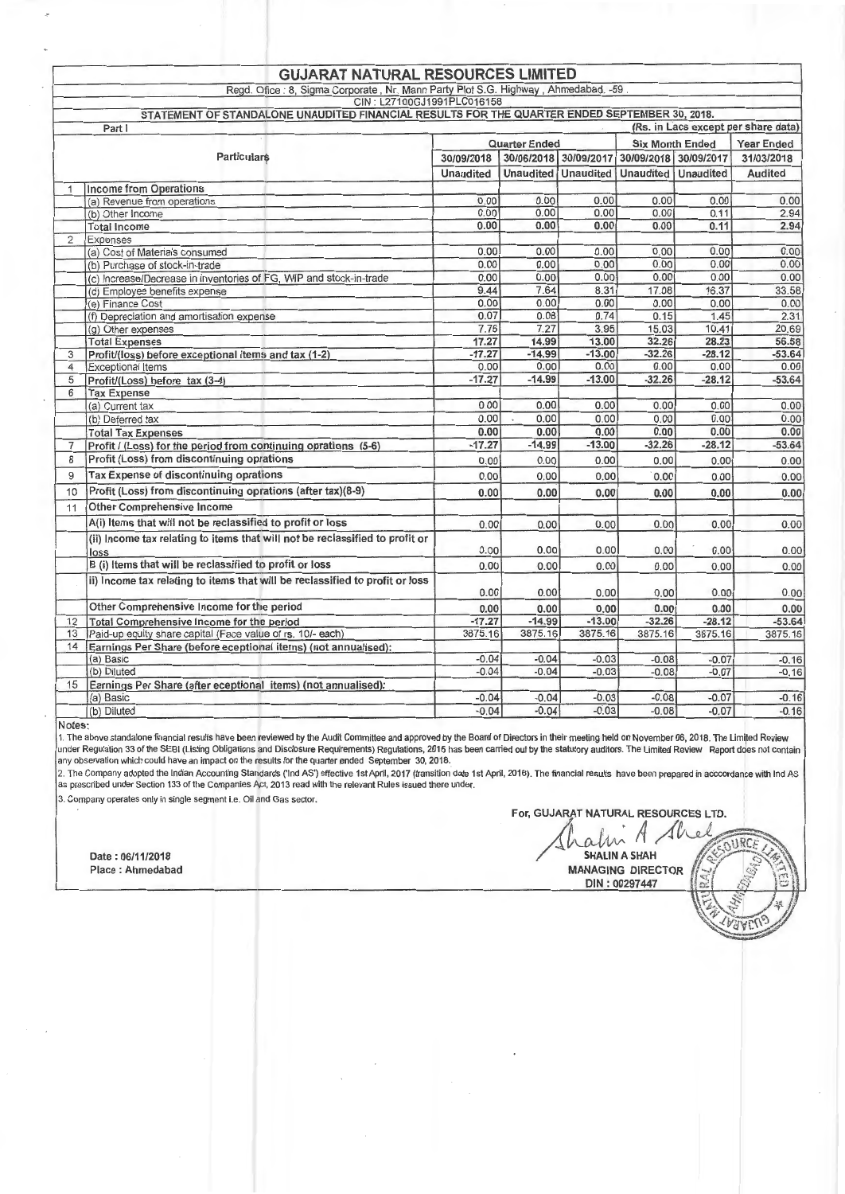# GUJARAT NATURAL RESOURCES LIMITED

Regd. Ofice : 8, Sigma Corporate , Nr. Mann Party Plot S.G. Highway , Ahmedabad. -59 .

CIN : L27100GJ1991PLC016158

## STATEMENT OF STANDALONE UNAUDITED FINANCIAL RESULTS FOR THE QUARTER ENDED SEPTEMBER 30, 2018.

Part I (Rs. in Lacs except per share data)

| | Particulars | Quarter Ended | | | Six Month Ended | | Year Ended |
|---|---|---|---|---|---|---|---|
| | | 30/09/2018 | 30/06/2018 | 30/09/2017 | 30/09/2018 | 30/09/2017 | 31/03/2018 |
| | | Unaudited | Unaudited | Unaudited | Unaudited | Unaudited | Audited |
| 1 | Income from Operations | | | | | | |
| | (a) Revenue from operations | 0.00 | 0.00 | 0.00 | 0.00 | 0.00 | 0.00 |
| | (b) Other Income | 0.00 | 0.00 | 0.00 | 0.00 | 0.11 | 2.94 |
| | Total Income | 0.00 | 0.00 | 0.00 | 0.00 | 0.11 | 2.94 |
| 2 | Expenses | | | | | | |
| | (a) Cost of Materials consumed | 0.00 | 0.00 | 0.00 | 0.00 | 0.00 | 0.00 |
| | (b) Purchase of stock-in-trade | 0.00 | 0.00 | 0.00 | 0.00 | 0.00 | 0.00 |
| | (c) Increase/Decrease in inventories of FG, WIP and stock-in-trade | 0.00 | 0.00 | 0.00 | 0.00 | 0.00 | 0.00 |
| | (d) Employee benefits expense | 9.44 | 7.64 | 8.31 | 17.08 | 16.37 | 33.58 |
| | (e) Finance Cost | 0.00 | 0.00 | 0.00 | 0.00 | 0.00 | 0.00 |
| | (f) Depreciation and amortisation expense | 0.07 | 0.08 | 0.74 | 0.15 | 1.45 | 2.31 |
| | (g) Other expenses | 7.76 | 7.27 | 3.95 | 15.03 | 10.41 | 20.69 |
| | Total Expenses | 17.27 | 14.99 | 13.00 | 32.26 | 28.23 | 56.58 |
| 3 | Profit/(loss) before exceptional items and tax (1-2) | -17.27 | -14.99 | -13.00 | -32.26 | -28.12 | -53.64 |
| 4 | Exceptional Items | 0.00 | 0.00 | 0.00 | 0.00 | 0.00 | 0.00 |
| 5 | Profit/(Loss) before tax (3-4) | -17.27 | -14.99 | -13.00 | -32.26 | -28.12 | -53.64 |
| 6 | Tax Expense | | | | | | |
| | (a) Current tax | 0.00 | 0.00 | 0.00 | 0.00 | 0.00 | 0.00 |
| | (b) Deferred tax | 0.00 | 0.00 | 0.00 | 0.00 | 0.00 | 0.00 |
| | Total Tax Expenses | 0.00 | 0.00 | 0.00 | 0.00 | 0.00 | 0.00 |
| 7 | Profit / (Loss) for the period from continuing oprations (5-6) | -17.27 | -14.99 | -13.00 | -32.26 | -28.12 | -53.64 |
| 8 | Profit (Loss) from discontinuing oprations | 0.00 | 0.00 | 0.00 | 0.00 | 0.00 | 0.00 |
| 9 | Tax Expense of discontinuing oprations | 0.00 | 0.00 | 0.00 | 0.00 | 0.00 | 0.00 |
| 10 | Profit (Loss) from discontinuing oprations (after tax)(8-9) | 0.00 | 0.00 | 0.00 | 0.00 | 0.00 | 0.00 |
| 11 | Other Comprehensive Income | | | | | | |
| | A(i) Items that will not be reclassified to profit or loss | 0.00 | 0.00 | 0.00 | 0.00 | 0.00 | 0.00 |
| | (ii) Income tax relating to items that will not be reclassified to profit or loss | 0.00 | 0.00 | 0.00 | 0.00 | 0.00 | 0.00 |
| | B (i) Items that will be reclassified to profit or loss | 0.00 | 0.00 | 0.00 | 0.00 | 0.00 | 0.00 |
| | ii) Income tax relating to items that will be reclassified to profit or loss | 0.00 | 0.00 | 0.00 | 0.00 | 0.00 | 0.00 |
| | Other Comprehensive Income for the period | 0.00 | 0.00 | 0.00 | 0.00 | 0.00 | 0.00 |
| 12 | Total Comprehensive Income for the period | -17.27 | -14.99 | -13.00 | -32.26 | -28.12 | -53.64 |
| 13 | Paid-up equity share capital (Face value of rs. 10/- each) | 3875.16 | 3875.16 | 3875.16 | 3875.16 | 3875.16 | 3875.16 |
| 14 | Earnings Per Share (before eceptional items) (not annualised): | | | | | | |
| | (a) Basic | -0.04 | -0.04 | -0.03 | -0.08 | -0.07 | -0.16 |
| | (b) Diluted | -0.04 | -0.04 | -0.03 | -0.08 | -0.07 | -0.16 |
| 15 | Earnings Per Share (after eceptional items) (not annualised): | | | | | | |
| | (a) Basic | -0.04 | -0.04 | -0.03 | -0.08 | -0.07 | -0.16 |
| | (b) Diluted | -0.04 | -0.04 | -0.03 | -0.08 | -0.07 | -0.16 |

Notes:

1. The above standalone financial results have been reviewed by the Audit Committee and approved by the Board of Directors in their meeting held on November 06, 2018. The Limited Review under Regulation 33 of the SEBI (Listing Obligations and Disclosure Requirements) Regulations, 2015 has been carried out by the statutory auditors. The Limited Review Report does not contain any observation which could have an impact on the results for the quarter ended September 30, 2018.
2. The Company adopted the Indian Accounting Standards ('Ind AS') effective 1st April, 2017 (transition date 1st April, 2016). The financial results have been prepared in acccordance with Ind AS as prescribed under Section 133 of the Companies Act, 2013 read with the relevant Rules issued there under.
3. Company operates only in single segment i.e. Oil and Gas sector.

Date : 06/11/2018
Place : Ahmedabad

For, GUJARAT NATURAL RESOURCES LTD.

SHALIN A SHAH
MANAGING DIRECTOR
DIN : 00297447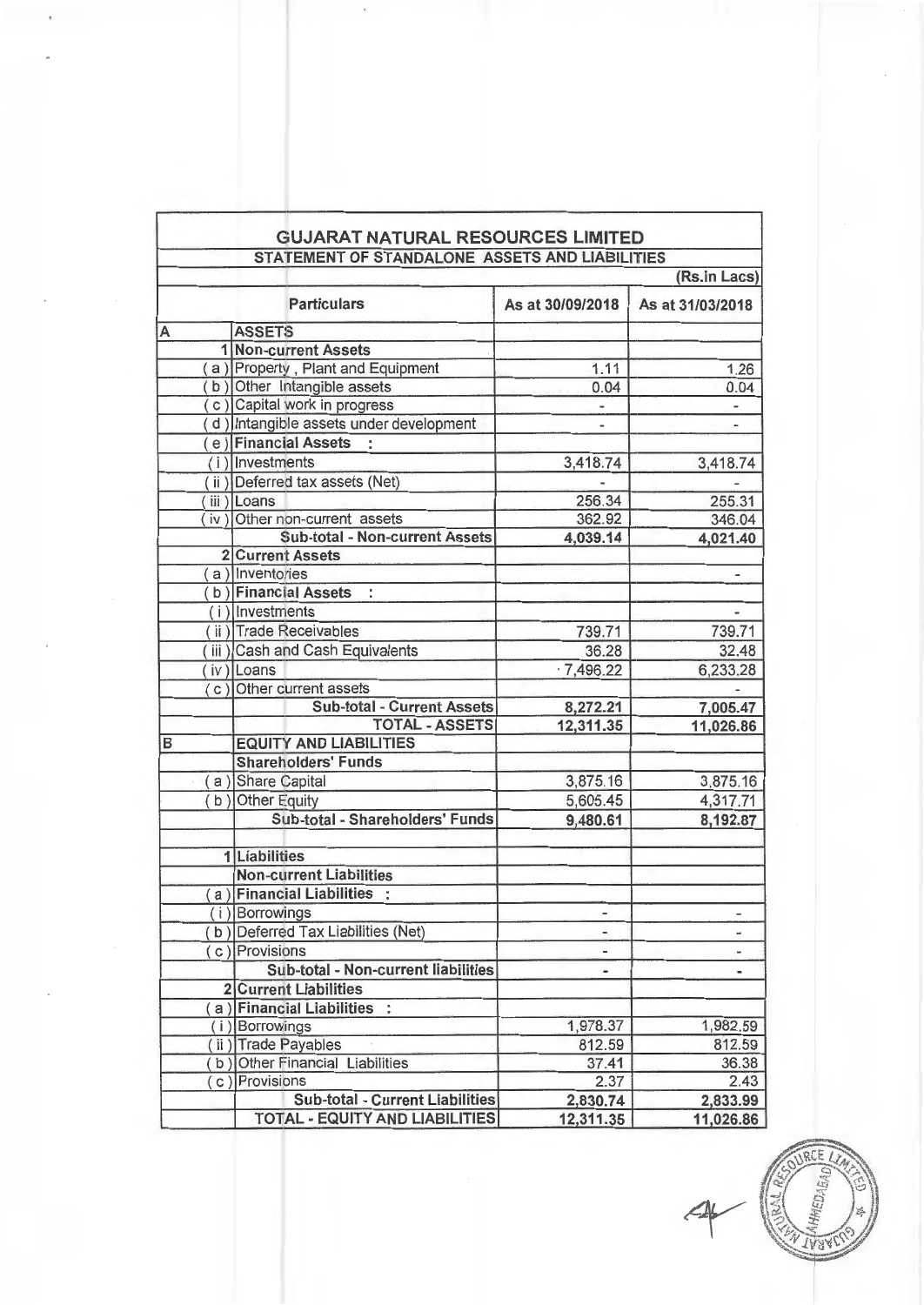# GUJARAT NATURAL RESOURCES LIMITED

## STATEMENT OF STANDALONE ASSETS AND LIABILITIES

(Rs.in Lacs)

| | Particulars | As at 30/09/2018 | As at 31/03/2018 |
|---|---|---|---|
| A | **ASSETS** | | |
| 1 | **Non-current Assets** | | |
| ( a ) | Property , Plant and Equipment | 1.11 | 1.26 |
| ( b ) | Other Intangible assets | 0.04 | 0.04 |
| ( c ) | Capital work in progress | - | - |
| ( d ) | Intangible assets under development | - | - |
| ( e ) | **Financial Assets :** | | |
| ( i ) | Investments | 3,418.74 | 3,418.74 |
| ( ii ) | Deferred tax assets (Net) | - | - |
| ( iii ) | Loans | 256.34 | 255.31 |
| ( iv ) | Other non-current assets | 362.92 | 346.04 |
| | **Sub-total - Non-current Assets** | **4,039.14** | **4,021.40** |
| 2 | **Current Assets** | | |
| ( a ) | Inventories | | - |
| ( b ) | **Financial Assets :** | | |
| ( i ) | Investments | | - |
| ( ii ) | Trade Receivables | 739.71 | 739.71 |
| ( iii ) | Cash and Cash Equivalents | 36.28 | 32.48 |
| ( iv ) | Loans | 7,496.22 | 6,233.28 |
| ( c ) | Other current assets | | - |
| | **Sub-total - Current Assets** | **8,272.21** | **7,005.47** |
| | **TOTAL - ASSETS** | **12,311.35** | **11,026.86** |
| B | **EQUITY AND LIABILITIES** | | |
| | **Shareholders' Funds** | | |
| ( a ) | Share Capital | 3,875.16 | 3,875.16 |
| ( b ) | Other Equity | 5,605.45 | 4,317.71 |
| | **Sub-total - Shareholders' Funds** | **9,480.61** | **8,192.87** |
| | | | |
| 1 | **Liabilities** | | |
| | **Non-current Liabilities** | | |
| ( a ) | **Financial Liabilities :** | | |
| ( i ) | Borrowings | - | - |
| ( b ) | Deferred Tax Liabilities (Net) | - | - |
| ( c ) | Provisions | - | - |
| | **Sub-total - Non-current liabilities** | - | - |
| 2 | **Current Liabilities** | | |
| ( a ) | **Financial Liabilities :** | | |
| ( i ) | Borrowings | 1,978.37 | 1,982.59 |
| ( ii ) | Trade Payables | 812.59 | 812.59 |
| ( b ) | Other Financial Liabilities | 37.41 | 36.38 |
| ( c ) | Provisions | 2.37 | 2.43 |
| | **Sub-total - Current Liabilities** | **2,830.74** | **2,833.99** |
| | **TOTAL - EQUITY AND LIABILITIES** | **12,311.35** | **11,026.86** |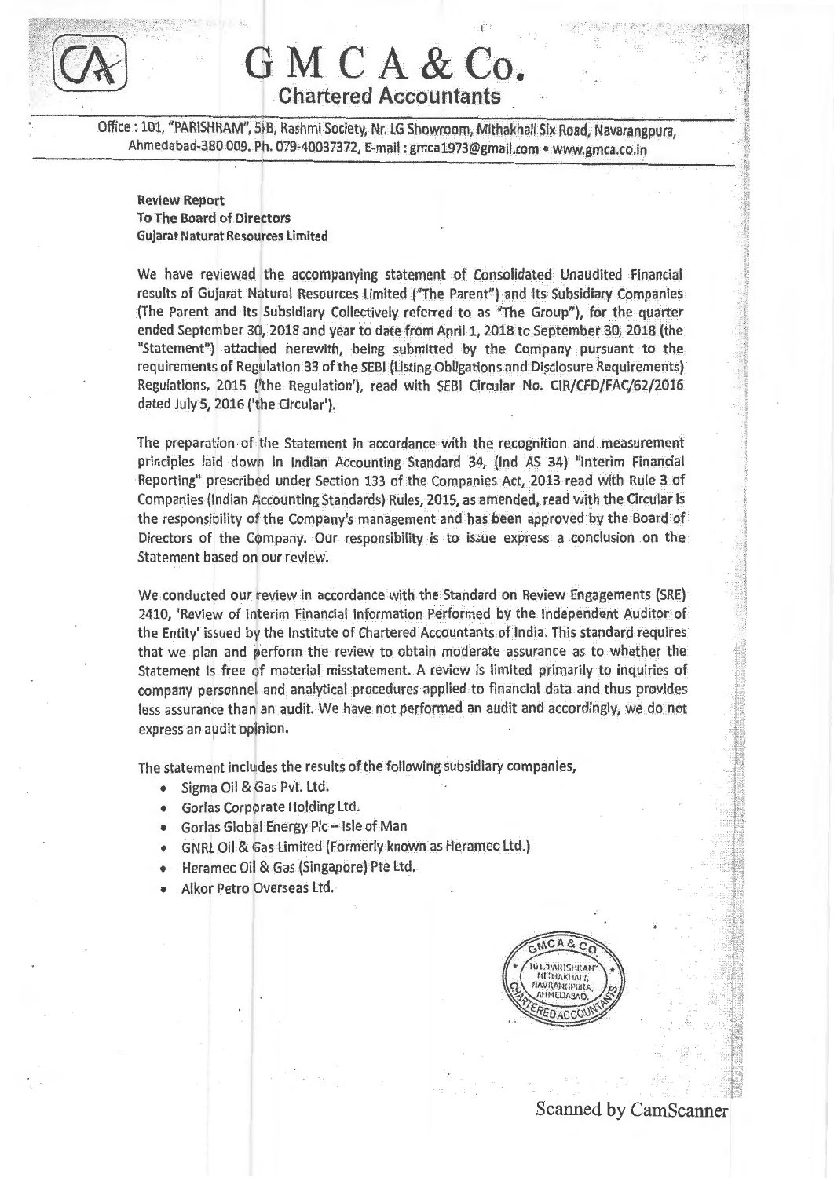# G M C A & Co.

## Chartered Accountants

Office : 101, "PARISHRAM", 5-B, Rashmi Society, Nr. LG Showroom, Mithakhali Six Road, Navarangpura, Ahmedabad-380 009. Ph. 079-40037372, E-mail : gmca1973@gmail.com • www.gmca.co.in

**Review Report**
**To The Board of Directors**
**Gujarat Naturat Resources Limited**

We have reviewed the accompanying statement of Consolidated Unaudited Financial results of Gujarat Natural Resources Limited ("The Parent") and its Subsidiary Companies (The Parent and its Subsidiary Collectively referred to as "The Group"), for the quarter ended September 30, 2018 and year to date from April 1, 2018 to September 30, 2018 (the "Statement") attached herewith, being submitted by the Company pursuant to the requirements of Regulation 33 of the SEBI (Listing Obligations and Disclosure Requirements) Regulations, 2015 ('the Regulation'), read with SEBI Circular No. CIR/CFD/FAC/62/2016 dated July 5, 2016 ('the Circular').

The preparation of the Statement in accordance with the recognition and measurement principles laid down in Indian Accounting Standard 34, (Ind AS 34) "Interim Financial Reporting" prescribed under Section 133 of the Companies Act, 2013 read with Rule 3 of Companies (Indian Accounting Standards) Rules, 2015, as amended, read with the Circular is the responsibility of the Company's management and has been approved by the Board of Directors of the Company. Our responsibility is to issue express a conclusion on the Statement based on our review.

We conducted our review in accordance with the Standard on Review Engagements (SRE) 2410, 'Review of Interim Financial Information Performed by the Independent Auditor of the Entity' issued by the Institute of Chartered Accountants of India. This standard requires that we plan and perform the review to obtain moderate assurance as to whether the Statement is free of material misstatement. A review is limited primarily to inquiries of company personnel and analytical procedures applied to financial data and thus provides less assurance than an audit. We have not performed an audit and accordingly, we do not express an audit opinion.

The statement includes the results of the following subsidiary companies,

- Sigma Oil & Gas Pvt. Ltd.
- Gorlas Corporate Holding Ltd.
- Gorlas Global Energy Plc – Isle of Man
- GNRL Oil & Gas Limited (Formerly known as Heramec Ltd.)
- Heramec Oil & Gas (Singapore) Pte Ltd.
- Alkor Petro Overseas Ltd.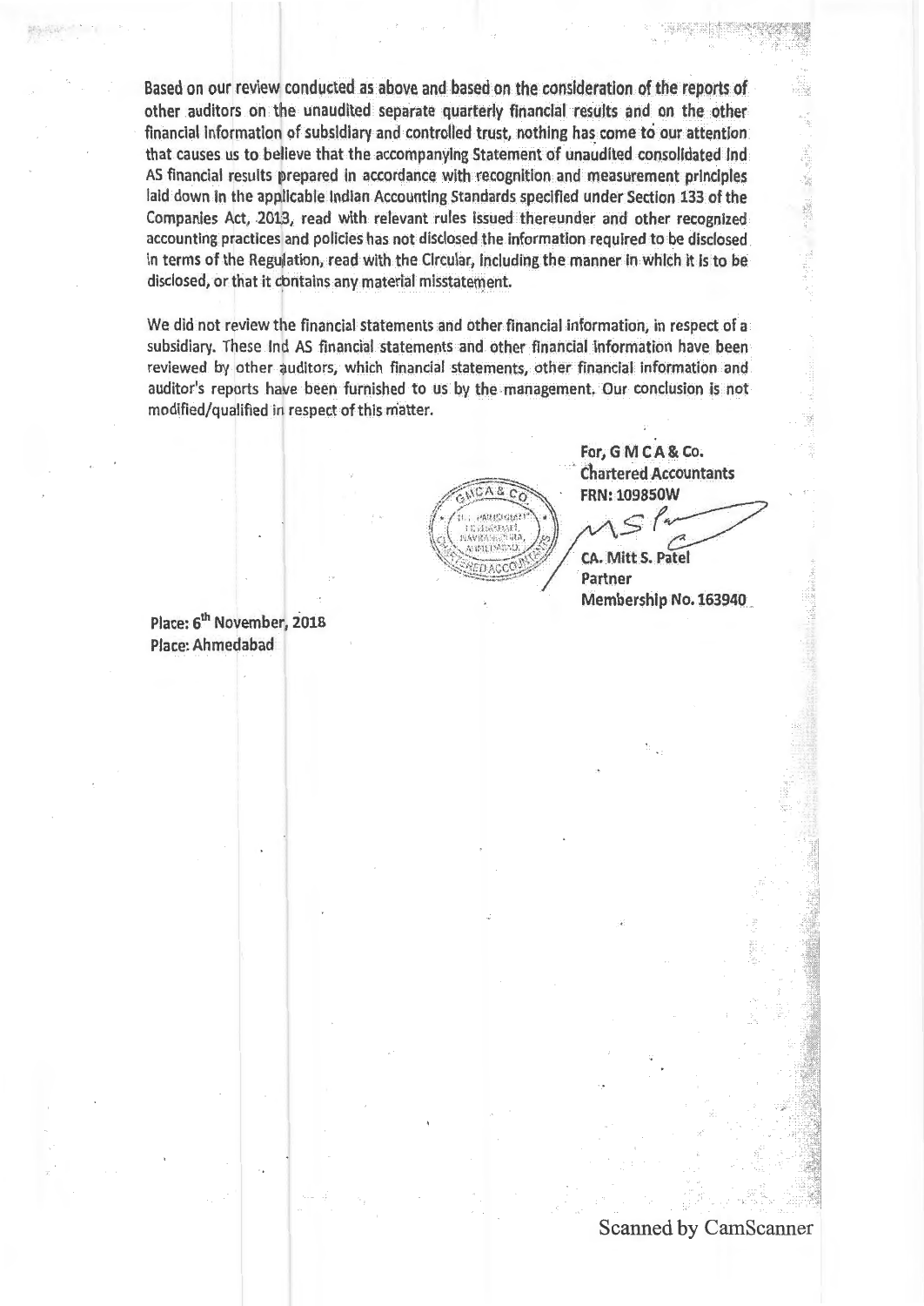Based on our review conducted as above and based on the consideration of the reports of other auditors on the unaudited separate quarterly financial results and on the other financial information of subsidiary and controlled trust, nothing has come to our attention that causes us to believe that the accompanying Statement of unaudited consolidated Ind AS financial results prepared in accordance with recognition and measurement principles laid down in the applicable Indian Accounting Standards specified under Section 133 of the Companies Act, 2013, read with relevant rules issued thereunder and other recognized accounting practices and policies has not disclosed the information required to be disclosed in terms of the Regulation, read with the Circular, including the manner in which it is to be disclosed, or that it contains any material misstatement.

We did not review the financial statements and other financial information, in respect of a subsidiary. These Ind AS financial statements and other financial information have been reviewed by other auditors, which financial statements, other financial information and auditor's reports have been furnished to us by the management. Our conclusion is not modified/qualified in respect of this matter.

For, G M C A & Co.
Chartered Accountants
FRN: 109850W

CA. Mitt S. Patel
Partner
Membership No. 163940

Place: 6th November, 2018
Place: Ahmedabad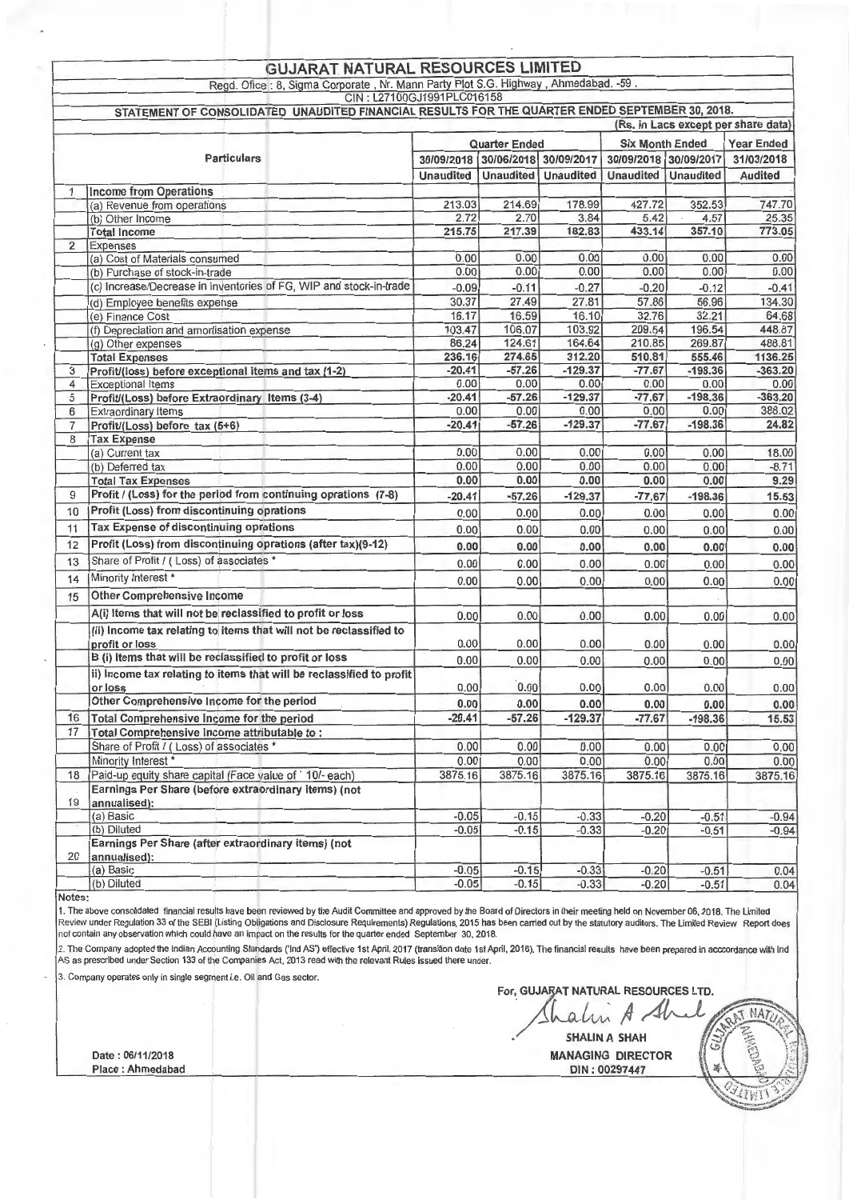# GUJARAT NATURAL RESOURCES LIMITED

Regd. Ofice : 8, Sigma Corporate , Nr. Mann Party Plot S.G. Highway , Ahmedabad. -59 .

CIN : L27100GJ1991PLC016158

## STATEMENT OF CONSOLIDATED UNAUDITED FINANCIAL RESULTS FOR THE QUARTER ENDED SEPTEMBER 30, 2018.

(Rs. in Lacs except per share data)

| | Particulars | Quarter Ended | | | Six Month Ended | | Year Ended |
|---|---|---|---|---|---|---|---|
| | | 30/09/2018 | 30/06/2018 | 30/09/2017 | 30/09/2018 | 30/09/2017 | 31/03/2018 |
| | | Unaudited | Unaudited | Unaudited | Unaudited | Unaudited | Audited |
| 1 | **Income from Operations** | | | | | | |
| | (a) Revenue from operations | 213.03 | 214.69 | 178.99 | 427.72 | 352.53 | 747.70 |
| | (b) Other Income | 2.72 | 2.70 | 3.84 | 5.42 | 4.57 | 25.35 |
| | **Total Income** | 215.75 | 217.39 | 182.83 | 433.14 | 357.10 | 773.05 |
| 2 | Expenses | | | | | | |
| | (a) Cost of Materials consumed | 0.00 | 0.00 | 0.00 | 0.00 | 0.00 | 0.00 |
| | (b) Purchase of stock-in-trade | 0.00 | 0.00 | 0.00 | 0.00 | 0.00 | 0.00 |
| | (c) Increase/Decrease in inventories of FG, WIP and stock-in-trade | -0.09 | -0.11 | -0.27 | -0.20 | -0.12 | -0.41 |
| | (d) Employee benefits expense | 30.37 | 27.49 | 27.81 | 57.86 | 56.96 | 134.30 |
| | (e) Finance Cost | 16.17 | 16.59 | 16.10 | 32.76 | 32.21 | 64.68 |
| | (f) Depreciation and amorisation expense | 103.47 | 106.07 | 103.92 | 209.54 | 196.54 | 448.87 |
| | (g) Other expenses | 86.24 | 124.61 | 164.64 | 210.85 | 269.87 | 488.81 |
| | **Total Expenses** | 236.16 | 274.65 | 312.20 | 510.81 | 555.46 | 1136.25 |
| 3 | **Profit/(loss) before exceptional items and tax (1-2)** | -20.41 | -57.26 | -129.37 | -77.67 | -198.36 | -363.20 |
| 4 | Exceptional Items | 0.00 | 0.00 | 0.00 | 0.00 | 0.00 | 0.00 |
| 5 | **Profit/(Loss) before Extraordinary Items (3-4)** | -20.41 | -57.26 | -129.37 | -77.67 | -198.36 | -363.20 |
| 6 | Extraordinary Items | 0.00 | 0.00 | 0.00 | 0.00 | 0.00 | 388.02 |
| 7 | **Profit/(Loss) before tax (5+6)** | -20.41 | -57.26 | -129.37 | -77.67 | -198.36 | 24.82 |
| 8 | **Tax Expense** | | | | | | |
| | (a) Current tax | 0.00 | 0.00 | 0.00 | 0.00 | 0.00 | 18.00 |
| | (b) Deferred tax | 0.00 | 0.00 | 0.00 | 0.00 | 0.00 | -8.71 |
| | **Total Tax Expenses** | 0.00 | 0.00 | 0.00 | 0.00 | 0.00 | 9.29 |
| 9 | **Profit / (Loss) for the period from continuing oprations (7-8)** | -20.41 | -57.26 | -129.37 | -77.67 | -198.36 | 15.53 |
| 10 | **Profit (Loss) from discontinuing oprations** | 0.00 | 0.00 | 0.00 | 0.00 | 0.00 | 0.00 |
| 11 | **Tax Expense of discontinuing oprations** | 0.00 | 0.00 | 0.00 | 0.00 | 0.00 | 0.00 |
| 12 | **Profit (Loss) from discontinuing oprations (after tax)(9-12)** | 0.00 | 0.00 | 0.00 | 0.00 | 0.00 | 0.00 |
| 13 | Share of Profit / ( Loss) of associates * | 0.00 | 0.00 | 0.00 | 0.00 | 0.00 | 0.00 |
| 14 | Minority Interest * | 0.00 | 0.00 | 0.00 | 0.00 | 0.00 | 0.00 |
| 15 | **Other Comprehensive Income** | | | | | | |
| | **A(i) Items that will not be reclassified to profit or loss** | 0.00 | 0.00 | 0.00 | 0.00 | 0.00 | 0.00 |
| | **(ii) Income tax relating to items that will not be reclassified to profit or loss** | 0.00 | 0.00 | 0.00 | 0.00 | 0.00 | 0.00 |
| | **B (i) Items that will be reclassified to profit or loss** | 0.00 | 0.00 | 0.00 | 0.00 | 0.00 | 0.00 |
| | **ii) Income tax relating to items that will be reclassified to profit or loss** | 0.00 | 0.00 | 0.00 | 0.00 | 0.00 | 0.00 |
| | **Other Comprehensive Income for the period** | 0.00 | 0.00 | 0.00 | 0.00 | 0.00 | 0.00 |
| 16 | **Total Comprehensive Income for the period** | -20.41 | -57.26 | -129.37 | -77.67 | -198.36 | 15.53 |
| 17 | **Total Comprehensive Income attributable to :** | | | | | | |
| | Share of Profit / ( Loss) of associates * | 0.00 | 0.00 | 0.00 | 0.00 | 0.00 | 0.00 |
| | Minority Interest * | 0.00 | 0.00 | 0.00 | 0.00 | 0.00 | 0.00 |
| 18 | Paid-up equity share capital (Face value of ` 10/- each) | 3875.16 | 3875.16 | 3875.16 | 3875.16 | 3875.16 | 3875.16 |
| 19 | **Earnings Per Share (before extraordinary items) (not annualised):** | | | | | | |
| | (a) Basic | -0.05 | -0.15 | -0.33 | -0.20 | -0.51 | -0.94 |
| | (b) Diluted | -0.05 | -0.15 | -0.33 | -0.20 | -0.51 | -0.94 |
| 20 | **Earnings Per Share (after extraordinary items) (not annualised):** | | | | | | |
| | (a) Basic | -0.05 | -0.15 | -0.33 | -0.20 | -0.51 | 0.04 |
| | (b) Diluted | -0.05 | -0.15 | -0.33 | -0.20 | -0.51 | 0.04 |

Notes:

1. The above consoldated financial results have been reviewed by the Audit Committee and approved by the Board of Directors in their meeting held on November 06, 2018. The Limited Review under Regulation 33 of the SEBI (Listing Obligations and Disclosure Requirements) Regulations, 2015 has been carried out by the statutory auditors. The Limited Review Report does not contain any observation which could have an impact on the results for the quarter ended September 30, 2018.

2. The Company adopted the Indian Accounting Standards ('Ind AS') effective 1st April, 2017 (transition date 1st April, 2016). The financial results have been prepared in acccordance with Ind AS as prescribed under Section 133 of the Companies Act, 2013 read with the relevant Rules issued there under.

3. Company operates only in single segment i.e. Oil and Gas sector.

For, GUJARAT NATURAL RESOURCES LTD.

SHALIN A SHAH
MANAGING DIRECTOR
DIN : 00297447

Date : 06/11/2018
Place : Ahmedabad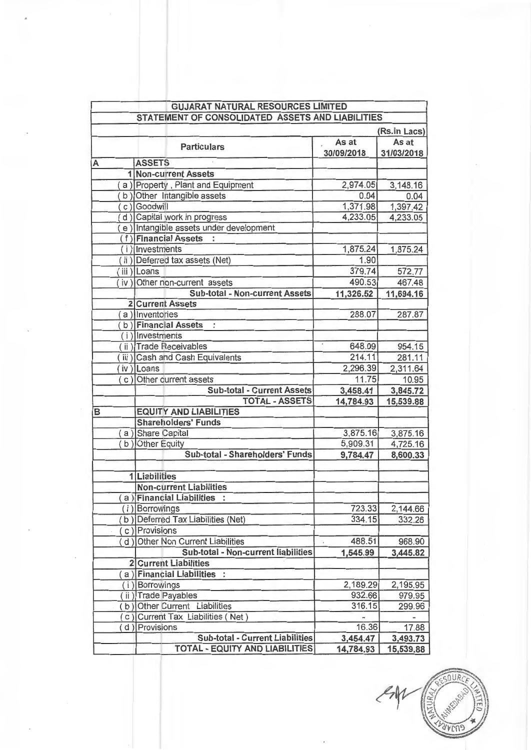| GUJARAT NATURAL RESOURCES LIMITED | | | |
|---|---|---|---|
| STATEMENT OF CONSOLIDATED ASSETS AND LIABILITIES | | | |
| | | | (Rs.in Lacs) |
| | Particulars | As at 30/09/2018 | As at 31/03/2018 |
| A | ASSETS | | |
| 1 | Non-current Assets | | |
| ( a ) | Property , Plant and Equipment | 2,974.05 | 3,148.16 |
| ( b ) | Other Intangible assets | 0.04 | 0.04 |
| ( c ) | Goodwill | 1,371.98 | 1,397.42 |
| ( d ) | Capital work in progress | 4,233.05 | 4,233.05 |
| ( e ) | Intangible assets under development | | |
| ( f ) | Financial Assets : | | |
| ( i ) | Investments | 1,875.24 | 1,875.24 |
| ( ii ) | Deferred tax assets (Net) | 1.90 | |
| ( iii ) | Loans | 379.74 | 572.77 |
| ( iv ) | Other non-current assets | 490.53 | 467.48 |
| | Sub-total - Non-current Assets | 11,326.52 | 11,694.16 |
| 2 | Current Assets | | |
| ( a ) | Inventories | 288.07 | 287.87 |
| ( b ) | Financial Assets : | | |
| ( i ) | Investments | | |
| ( ii ) | Trade Receivables | 648.09 | 954.15 |
| ( iii ) | Cash and Cash Equivalents | 214.11 | 281.11 |
| ( iv ) | Loans | 2,296.39 | 2,311.64 |
| ( c ) | Other current assets | 11.75 | 10.95 |
| | Sub-total - Current Assets | 3,458.41 | 3,845.72 |
| | TOTAL - ASSETS | 14,784.93 | 15,539.88 |
| B | EQUITY AND LIABILITIES | | |
| | Shareholders' Funds | | |
| ( a ) | Share Capital | 3,875.16 | 3,875.16 |
| ( b ) | Other Equity | 5,909.31 | 4,725.16 |
| | Sub-total - Shareholders' Funds | 9,784.47 | 8,600.33 |
| | | | |
| 1 | Liabilities | | |
| | Non-current Liabilities | | |
| ( a ) | Financial Liabilities : | | |
| ( i ) | Borrowings | 723.33 | 2,144.66 |
| ( b ) | Deferred Tax Liabilities (Net) | 334.15 | 332.26 |
| ( c ) | Provisions | | |
| ( d ) | Other Non Current Liabilities | 488.51 | 968.90 |
| | Sub-total - Non-current liabilities | 1,545.99 | 3,445.82 |
| 2 | Current Liabilities | | |
| ( a ) | Financial Liabilities : | | |
| ( i ) | Borrowings | 2,189.29 | 2,195.95 |
| ( ii ) | Trade Payables | 932.66 | 979.95 |
| ( b ) | Other Current Liabilities | 316.15 | 299.96 |
| ( c ) | Current Tax Liabilities ( Net ) | - | - |
| ( d ) | Provisions | 16.36 | 17.88 |
| | Sub-total - Current Liabilities | 3,454.47 | 3,493.73 |
| | TOTAL - EQUITY AND LIABILITIES | 14,784.93 | 15,539.88 |